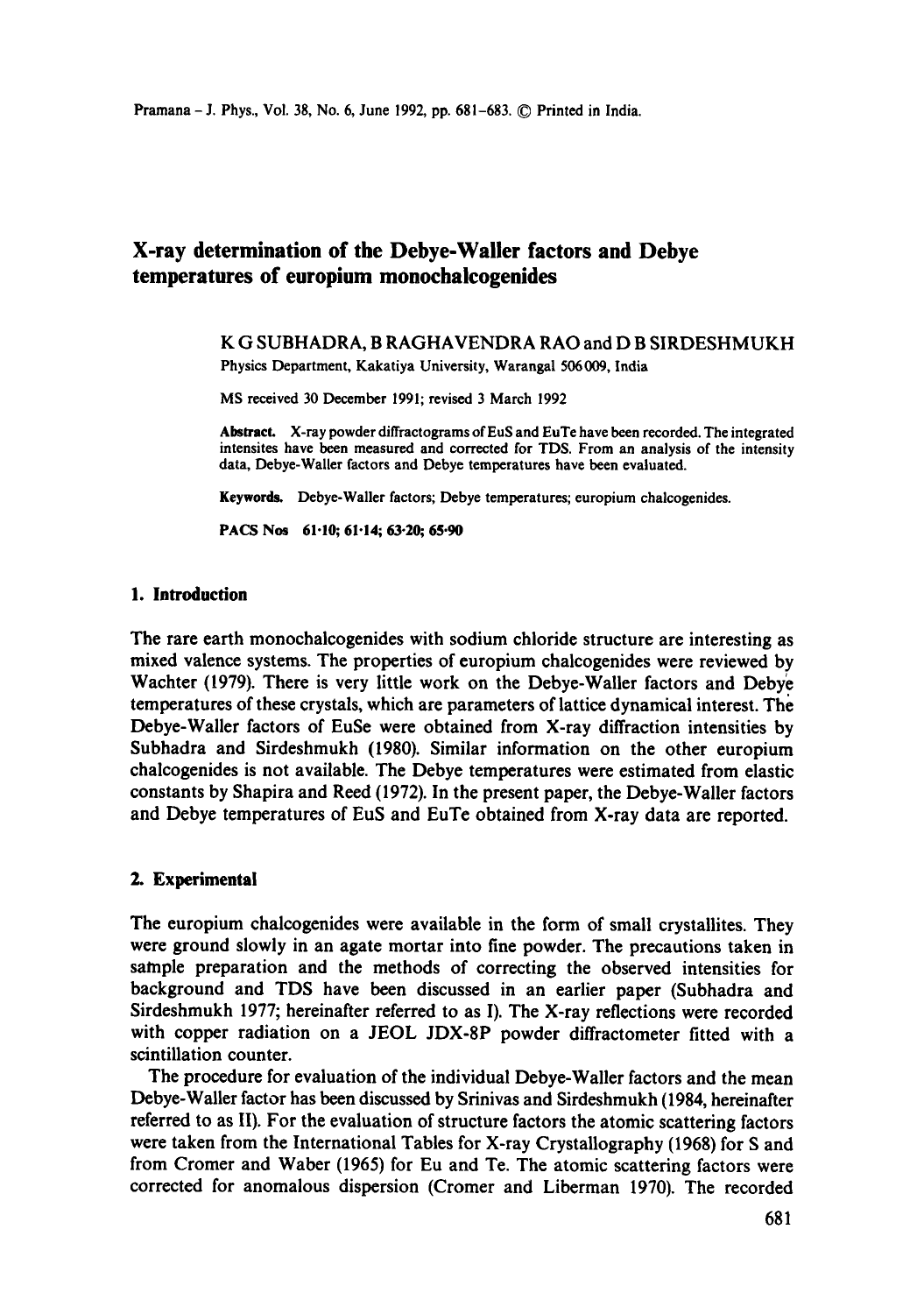# X-ray determination of the Debye-Waller factors and Debye temperatures of europium monochalcogenides

K G SUBHADRA, B RAGHAVENDRA RAO and D B SIRDESHMUKH

Physics Department, Kakatiya University, Warangal 506009, India

MS received 30 December 1991; revised 3 March 1992

**Abstract.** X-ray powder diffractograms of EuS and EuTe have been recorded. The integrated intensites have been measured and corrected for TDS. From an analysis of the intensity data, Debye-Waller factors and Debye temperatures have been evaluated.

**Keywords.** Debye-Waller factors; Debye temperatures; europium chalcogenides.

**PACS Nos** 61·10; 61·14; 63·20; 65·90

## 1. Introduction

The rare earth monochalcogenides with sodium chloride structure are interesting as mixed valence systems. The properties of europium chalcogenides were reviewed by Wachter (1979). There is very little work on the Debye-Waller factors and Debye temperatures of these crystals, which are parameters of lattice dynamical interest. The Debye-Waller factors of EuSe were obtained from X-ray diffraction intensities by Subhadra and Sirdeshmukh (1980). Similar information on the other europium chalcogenides is not available. The Debye temperatures were estimated from elastic constants by Shapira and Reed (1972). In the present paper, the Debye-Waller factors and Debye temperatures of EuS and EuTe obtained from X-ray data are reported.

## 2. Experimental

The europium chalcogenides were available in the form of small crystallites. They were ground slowly in an agate mortar into fine powder. The precautions taken in sample preparation and the methods of correcting the observed intensities for background and TDS have been discussed in an earlier paper (Subhadra and Sirdeshmukh 1977; hereinafter referred to as I). The X-ray reflections were recorded with copper radiation on a JEOL JDX-8P powder diffractometer fitted with a scintillation counter.

The procedure for evaluation of the individual Debye-Waller factors and the mean Debye-Waller factor has been discussed by Srinivas and Sirdeshmukh (1984, hereinafter referred to as II). For the evaluation of structure factors the atomic scattering factors were taken from the International Tables for X-ray Crystallography (1968) for S and from Cromer and Waber (1965) for Eu and Te. The atomic scattering factors were corrected for anomalous dispersion (Cromer and Liberman 1970). The recorded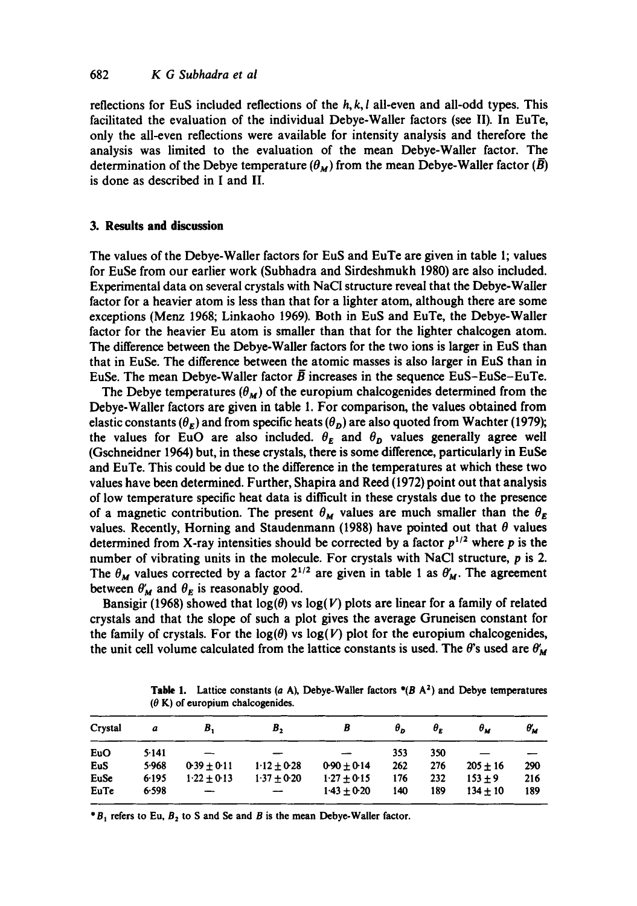reflections for EuS included reflections of the $h, k, l$ all-even and all-odd types. This facilitated the evaluation of the individual Debye-Waller factors (see II). In EuTe, only the all-even reflections were available for intensity analysis and therefore the analysis was limited to the evaluation of the mean Debye-Waller factor. The determination of the Debye temperature ($\theta_M$) from the mean Debye-Waller factor ($\bar{B}$) is done as described in I and II.

## 3. Results and discussion

The values of the Debye-Waller factors for EuS and EuTe are given in table 1; values for EuSe from our earlier work (Subhadra and Sirdeshmukh 1980) are also included. Experimental data on several crystals with NaCl structure reveal that the Debye-Waller factor for a heavier atom is less than that for a lighter atom, although there are some exceptions (Menz 1968; Linkaoho 1969). Both in EuS and EuTe, the Debye-Waller factor for the heavier Eu atom is smaller than that for the lighter chalcogen atom. The difference between the Debye-Waller factors for the two ions is larger in EuS than that in EuSe. The difference between the atomic masses is also larger in EuS than in EuSe. The mean Debye-Waller factor $\bar{B}$ increases in the sequence EuS–EuSe–EuTe.

The Debye temperatures ($\theta_M$) of the europium chalcogenides determined from the Debye-Waller factors are given in table 1. For comparison, the values obtained from elastic constants ($\theta_E$) and from specific heats ($\theta_D$) are also quoted from Wachter (1979); the values for EuO are also included. $\theta_E$ and $\theta_D$ values generally agree well (Gschneidner 1964) but, in these crystals, there is some difference, particularly in EuSe and EuTe. This could be due to the difference in the temperatures at which these two values have been determined. Further, Shapira and Reed (1972) point out that analysis of low temperature specific heat data is difficult in these crystals due to the presence of a magnetic contribution. The present $\theta_M$ values are much smaller than the $\theta_E$ values. Recently, Horning and Staudenmann (1988) have pointed out that $\theta$ values determined from X-ray intensities should be corrected by a factor $p^{1/2}$ where $p$ is the number of vibrating units in the molecule. For crystals with NaCl structure, $p$ is 2. The $\theta_M$ values corrected by a factor $2^{1/2}$ are given in table 1 as $\theta'_M$. The agreement between $\theta'_M$ and $\theta_E$ is reasonably good.

Bansigir (1968) showed that $\log(\theta)$ vs $\log(V)$ plots are linear for a family of related crystals and that the slope of such a plot gives the average Gruneisen constant for the family of crystals. For the $\log(\theta)$ vs $\log(V)$ plot for the europium chalcogenides, the unit cell volume calculated from the lattice constants is used. The $\theta$'s used are $\theta'_M$

**Table 1.** Lattice constants ($a$ Å), Debye-Waller factors *($B$ Å$^2$) and Debye temperatures ($\theta$ K) of europium chalcogenides.

| Crystal | $a$ | $B_1$ | $B_2$ | $B$ | $\theta_D$ | $\theta_E$ | $\theta_M$ | $\theta'_M$ |
|---|---|---|---|---|---|---|---|---|
| EuO | 5·141 | — | — | — | 353 | 350 | — | — |
| EuS | 5·968 | 0·39 ± 0·11 | 1·12 ± 0·28 | 0·90 ± 0·14 | 262 | 276 | 205 ± 16 | 290 |
| EuSe | 6·195 | 1·22 ± 0·13 | 1·37 ± 0·20 | 1·27 ± 0·15 | 176 | 232 | 153 ± 9 | 216 |
| EuTe | 6·598 | — | — | 1·43 ± 0·20 | 140 | 189 | 134 ± 10 | 189 |

* $B_1$ refers to Eu, $B_2$ to S and Se and $B$ is the mean Debye-Waller factor.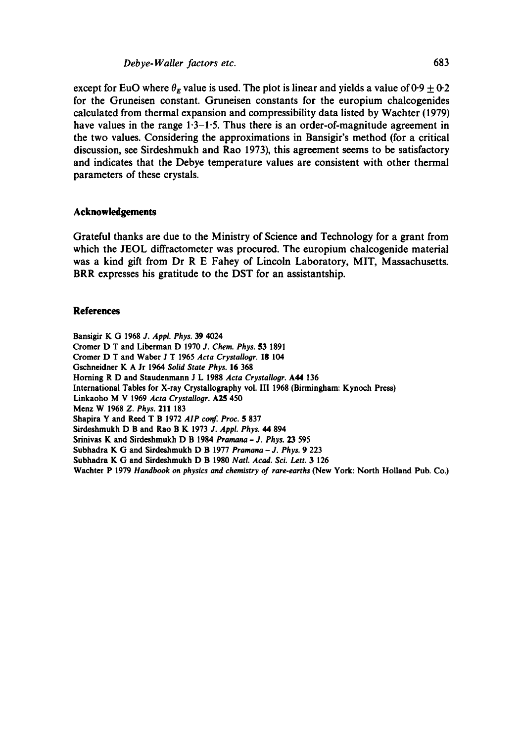except for EuO where $\theta_E$ value is used. The plot is linear and yields a value of $0{\cdot}9 \pm 0{\cdot}2$ for the Gruneisen constant. Gruneisen constants for the europium chalcogenides calculated from thermal expansion and compressibility data listed by Wachter (1979) have values in the range 1·3–1·5. Thus there is an order-of-magnitude agreement in the two values. Considering the approximations in Bansigir's method (for a critical discussion, see Sirdeshmukh and Rao 1973), this agreement seems to be satisfactory and indicates that the Debye temperature values are consistent with other thermal parameters of these crystals.

## Acknowledgements

Grateful thanks are due to the Ministry of Science and Technology for a grant from which the JEOL diffractometer was procured. The europium chalcogenide material was a kind gift from Dr R E Fahey of Lincoln Laboratory, MIT, Massachusetts. BRR expresses his gratitude to the DST for an assistantship.

## References

Bansigir K G 1968 *J. Appl. Phys.* **39** 4024

Cromer D T and Liberman D 1970 *J. Chem. Phys.* **53** 1891

Cromer D T and Waber J T 1965 *Acta Crystallogr.* **18** 104

Gschneidner K A Jr 1964 *Solid State Phys.* **16** 368

Horning R D and Staudenmann J L 1988 *Acta Crystallogr.* **A44** 136

International Tables for X-ray Crystallography vol. III 1968 (Birmingham: Kynoch Press)

Linkaoho M V 1969 *Acta Crystallogr.* **A25** 450

Menz W 1968 *Z. Phys.* **211** 183

Shapira Y and Reed T B 1972 *AIP conf. Proc.* **5** 837

Sirdeshmukh D B and Rao B K 1973 *J. Appl. Phys.* **44** 894

Srinivas K and Sirdeshmukh D B 1984 *Pramana – J. Phys.* **23** 595

Subhadra K G and Sirdeshmukh D B 1977 *Pramana – J. Phys.* **9** 223

Subhadra K G and Sirdeshmukh D B 1980 *Natl. Acad. Sci. Lett.* **3** 126

Wachter P 1979 *Handbook on physics and chemistry of rare-earths* (New York: North Holland Pub. Co.)